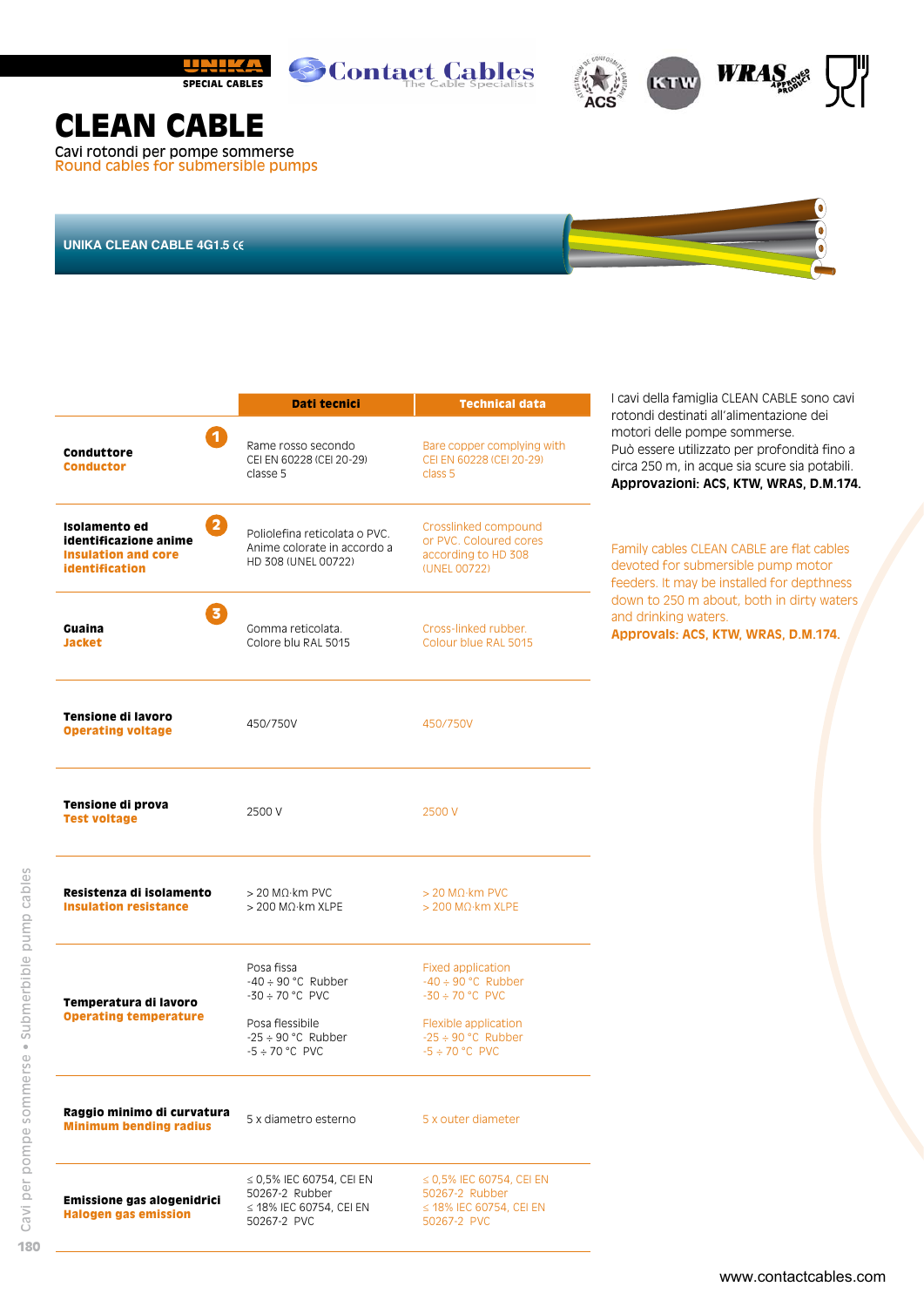# CLEAN CABLE

Cavi rotondi per pompe sommerse
Round cables for submersible pumps

UNIKA CLEAN CABLE 4G1.5 CE

| | Dati tecnici | Technical data |
|---|---|---|
| **Conduttore** **Conductor** (1) | Rame rosso secondo CEI EN 60228 (CEI 20-29) classe 5 | Bare copper complying with CEI EN 60228 (CEI 20-29) class 5 |
| **Isolamento ed identificazione anime** **Insulation and core identification** (2) | Poliolefina reticolata o PVC. Anime colorate in accordo a HD 308 (UNEL 00722) | Crosslinked compound or PVC. Coloured cores according to HD 308 (UNEL 00722) |
| **Guaina** **Jacket** (3) | Gomma reticolata. Colore blu RAL 5015 | Cross-linked rubber. Colour blue RAL 5015 |
| **Tensione di lavoro** **Operating voltage** | 450/750V | 450/750V |
| **Tensione di prova** **Test voltage** | 2500 V | 2500 V |
| **Resistenza di isolamento** **Insulation resistance** | > 20 MΩ·km PVC<br>> 200 MΩ·km XLPE | > 20 MΩ·km PVC<br>> 200 MΩ·km XLPE |
| **Temperatura di lavoro** **Operating temperature** | Posa fissa<br>-40 ÷ 90 °C Rubber<br>-30 ÷ 70 °C PVC<br>Posa flessibile<br>-25 ÷ 90 °C Rubber<br>-5 ÷ 70 °C PVC | Fixed application<br>-40 ÷ 90 °C Rubber<br>-30 ÷ 70 °C PVC<br>Flexible application<br>-25 ÷ 90 °C Rubber<br>-5 ÷ 70 °C PVC |
| **Raggio minimo di curvatura** **Minimum bending radius** | 5 x diametro esterno | 5 x outer diameter |
| **Emissione gas alogenidrici** **Halogen gas emission** | ≤ 0,5% IEC 60754, CEI EN 50267-2 Rubber<br>≤ 18% IEC 60754, CEI EN 50267-2 PVC | ≤ 0,5% IEC 60754, CEI EN 50267-2 Rubber<br>≤ 18% IEC 60754, CEI EN 50267-2 PVC |

I cavi della famiglia CLEAN CABLE sono cavi rotondi destinati all'alimentazione dei motori delle pompe sommerse.
Può essere utilizzato per profondità fino a circa 250 m, in acque sia scure sia potabili.
**Approvazioni: ACS, KTW, WRAS, D.M.174.**

Family cables CLEAN CABLE are flat cables devoted for submersible pump motor feeders. It may be installed for depthness down to 250 m about, both in dirty waters and drinking waters.
**Approvals: ACS, KTW, WRAS, D.M.174.**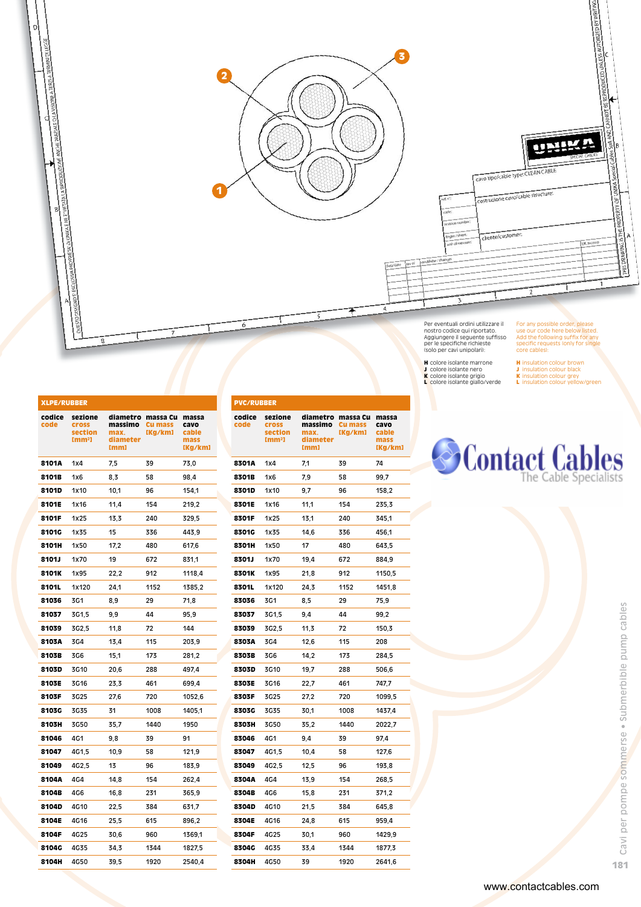Per eventuali ordini utilizzare il nostro codice qui riportato. Aggiungere il seguente suffisso per le specifiche richieste (solo per cavi unipolari):

**H** colore isolante marrone
**J** colore isolante nero
**K** colore isolante grigio
**L** colore isolante giallo/verde

For any possible order, please use our code here below listed. Add the following suffix for any specific requests (only for single core cables):

**H** insulation colour brown
**J** insulation colour black
**K** insulation colour grey
**L** insulation colour yellow/green

## XLPE/RUBBER

| codice code | sezione cross section [mm²] | diametro massimo max. diameter [mm] | massa Cu Cu mass [Kg/km] | massa cavo cable mass [Kg/km] |
|---|---|---|---|---|
| **8101A** | 1x4 | 7,5 | 39 | 73,0 |
| **8101B** | 1x6 | 8,3 | 58 | 98,4 |
| **8101D** | 1x10 | 10,1 | 96 | 154,1 |
| **8101E** | 1x16 | 11,4 | 154 | 219,2 |
| **8101F** | 1x25 | 13,3 | 240 | 329,5 |
| **8101G** | 1x35 | 15 | 336 | 443,9 |
| **8101H** | 1x50 | 17,2 | 480 | 617,6 |
| **8101J** | 1x70 | 19 | 672 | 831,1 |
| **8101K** | 1x95 | 22,2 | 912 | 1118,4 |
| **8101L** | 1x120 | 24,1 | 1152 | 1385,2 |
| **81036** | 3G1 | 8,9 | 29 | 71,8 |
| **81037** | 3G1,5 | 9,9 | 44 | 95,9 |
| **81039** | 3G2,5 | 11,8 | 72 | 144 |
| **8103A** | 3G4 | 13,4 | 115 | 203,9 |
| **8103B** | 3G6 | 15,1 | 173 | 281,2 |
| **8103D** | 3G10 | 20,6 | 288 | 497,4 |
| **8103E** | 3G16 | 23,3 | 461 | 699,4 |
| **8103F** | 3G25 | 27,6 | 720 | 1052,6 |
| **8103G** | 3G35 | 31 | 1008 | 1405,1 |
| **8103H** | 3G50 | 35,7 | 1440 | 1950 |
| **81046** | 4G1 | 9,8 | 39 | 91 |
| **81047** | 4G1,5 | 10,9 | 58 | 121,9 |
| **81049** | 4G2,5 | 13 | 96 | 183,9 |
| **8104A** | 4G4 | 14,8 | 154 | 262,4 |
| **8104B** | 4G6 | 16,8 | 231 | 365,9 |
| **8104D** | 4G10 | 22,5 | 384 | 631,7 |
| **8104E** | 4G16 | 25,5 | 615 | 896,2 |
| **8104F** | 4G25 | 30,6 | 960 | 1369,1 |
| **8104G** | 4G35 | 34,3 | 1344 | 1827,5 |
| **8104H** | 4G50 | 39,5 | 1920 | 2540,4 |

## PVC/RUBBER

| codice code | sezione cross section [mm²] | diametro massimo max. diameter [mm] | massa Cu Cu mass [Kg/km] | massa cavo cable mass [Kg/km] |
|---|---|---|---|---|
| **8301A** | 1x4 | 7,1 | 39 | 74 |
| **8301B** | 1x6 | 7,9 | 58 | 99,7 |
| **8301D** | 1x10 | 9,7 | 96 | 158,2 |
| **8301E** | 1x16 | 11,1 | 154 | 235,3 |
| **8301F** | 1x25 | 13,1 | 240 | 345,1 |
| **8301G** | 1x35 | 14,6 | 336 | 456,1 |
| **8301H** | 1x50 | 17 | 480 | 643,5 |
| **8301J** | 1x70 | 19,4 | 672 | 884,9 |
| **8301K** | 1x95 | 21,8 | 912 | 1150,5 |
| **8301L** | 1x120 | 24,3 | 1152 | 1451,8 |
| **83036** | 3G1 | 8,5 | 29 | 75,9 |
| **83037** | 3G1,5 | 9,4 | 44 | 99,2 |
| **83039** | 3G2,5 | 11,3 | 72 | 150,3 |
| **8303A** | 3G4 | 12,6 | 115 | 208 |
| **8303B** | 3G6 | 14,2 | 173 | 284,5 |
| **8303D** | 3G10 | 19,7 | 288 | 506,6 |
| **8303E** | 3G16 | 22,7 | 461 | 747,7 |
| **8303F** | 3G25 | 27,2 | 720 | 1099,5 |
| **8303G** | 3G35 | 30,1 | 1008 | 1437,4 |
| **8303H** | 3G50 | 35,2 | 1440 | 2022,7 |
| **83046** | 4G1 | 9,4 | 39 | 97,4 |
| **83047** | 4G1,5 | 10,4 | 58 | 127,6 |
| **83049** | 4G2,5 | 12,5 | 96 | 193,8 |
| **8304A** | 4G4 | 13,9 | 154 | 268,5 |
| **8304B** | 4G6 | 15,8 | 231 | 371,2 |
| **8304D** | 4G10 | 21,5 | 384 | 645,8 |
| **8304E** | 4G16 | 24,8 | 615 | 959,4 |
| **8304F** | 4G25 | 30,1 | 960 | 1429,9 |
| **8304G** | 4G35 | 33,4 | 1344 | 1877,3 |
| **8304H** | 4G50 | 39 | 1920 | 2641,6 |

Contact Cables
The Cable Specialists

Cavi per pompe sommerse • Submersible pump cables

www.contactcables.com